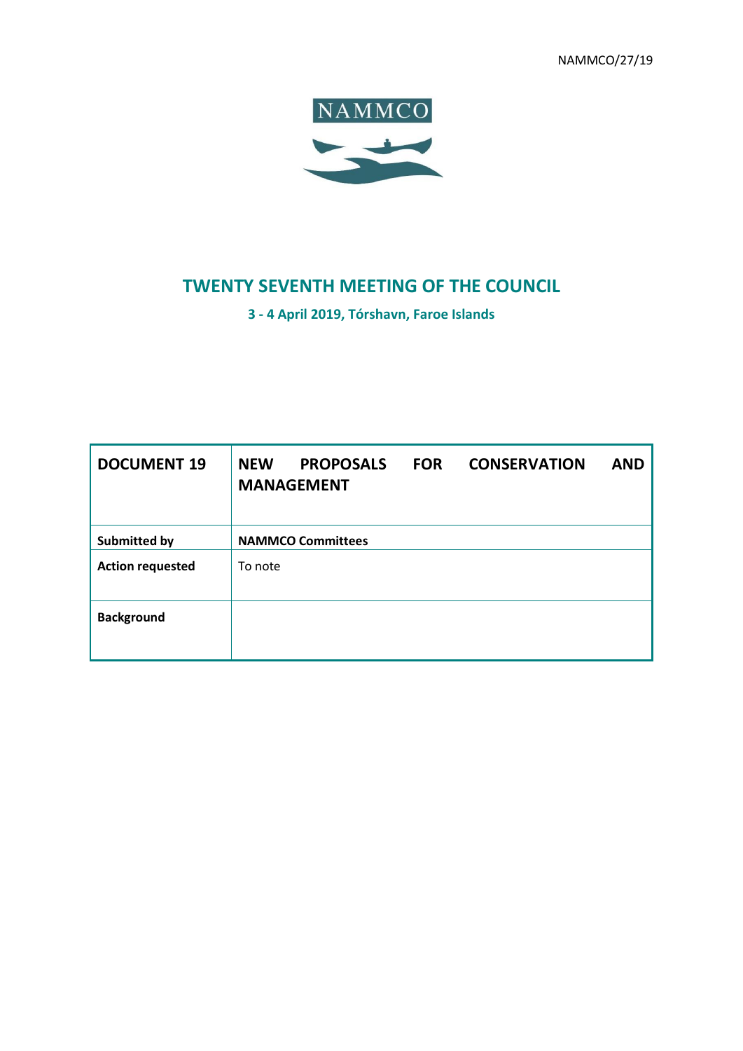NAMMCO/27/19

NAMMCO

# TWENTY SEVENTH MEETING OF THE COUNCIL

**3 - 4 April 2019, Tórshavn, Faroe Islands**

| **DOCUMENT 19** | **NEW PROPOSALS FOR CONSERVATION AND MANAGEMENT** |
|---|---|
| **Submitted by** | **NAMMCO Committees** |
| **Action requested** | To note |
| **Background** | |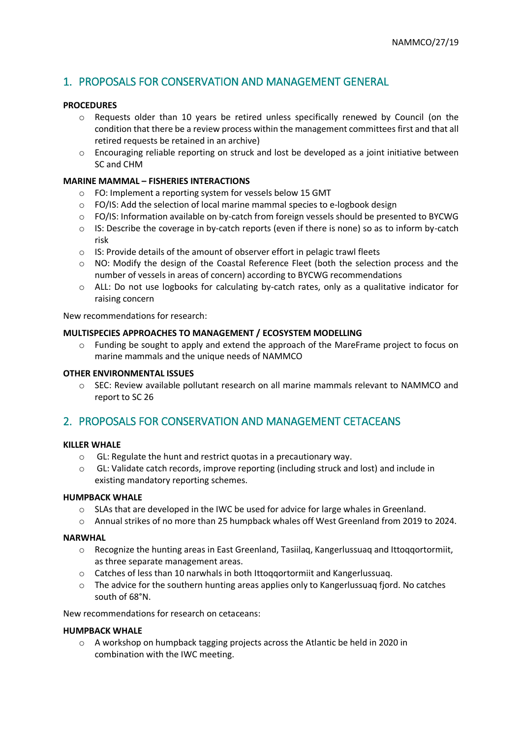## 1. PROPOSALS FOR CONSERVATION AND MANAGEMENT GENERAL

**PROCEDURES**

- Requests older than 10 years be retired unless specifically renewed by Council (on the condition that there be a review process within the management committees first and that all retired requests be retained in an archive)
- Encouraging reliable reporting on struck and lost be developed as a joint initiative between SC and CHM

**MARINE MAMMAL – FISHERIES INTERACTIONS**

- FO: Implement a reporting system for vessels below 15 GMT
- FO/IS: Add the selection of local marine mammal species to e-logbook design
- FO/IS: Information available on by-catch from foreign vessels should be presented to BYCWG
- IS: Describe the coverage in by-catch reports (even if there is none) so as to inform by-catch risk
- IS: Provide details of the amount of observer effort in pelagic trawl fleets
- NO: Modify the design of the Coastal Reference Fleet (both the selection process and the number of vessels in areas of concern) according to BYCWG recommendations
- ALL: Do not use logbooks for calculating by-catch rates, only as a qualitative indicator for raising concern

New recommendations for research:

**MULTISPECIES APPROACHES TO MANAGEMENT / ECOSYSTEM MODELLING**

- Funding be sought to apply and extend the approach of the MareFrame project to focus on marine mammals and the unique needs of NAMMCO

**OTHER ENVIRONMENTAL ISSUES**

- SEC: Review available pollutant research on all marine mammals relevant to NAMMCO and report to SC 26

## 2. PROPOSALS FOR CONSERVATION AND MANAGEMENT CETACEANS

**KILLER WHALE**

- GL: Regulate the hunt and restrict quotas in a precautionary way.
- GL: Validate catch records, improve reporting (including struck and lost) and include in existing mandatory reporting schemes.

**HUMPBACK WHALE**

- SLAs that are developed in the IWC be used for advice for large whales in Greenland.
- Annual strikes of no more than 25 humpback whales off West Greenland from 2019 to 2024.

**NARWHAL**

- Recognize the hunting areas in East Greenland, Tasiilaq, Kangerlussuaq and Ittoqqortormiit, as three separate management areas.
- Catches of less than 10 narwhals in both Ittoqqortormiit and Kangerlussuaq.
- The advice for the southern hunting areas applies only to Kangerlussuaq fjord. No catches south of 68°N.

New recommendations for research on cetaceans:

**HUMPBACK WHALE**

- A workshop on humpback tagging projects across the Atlantic be held in 2020 in combination with the IWC meeting.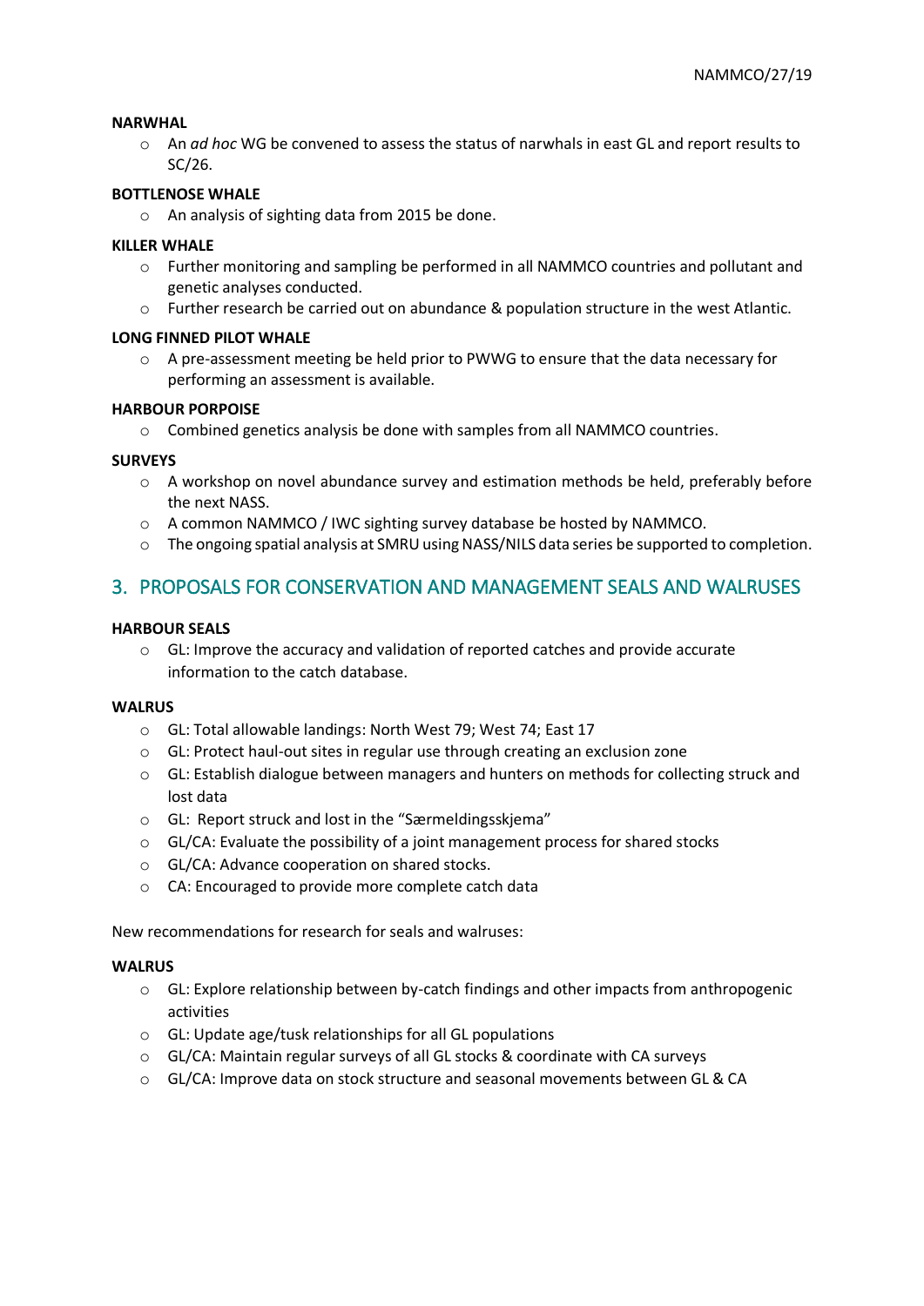**NARWHAL**

- An *ad hoc* WG be convened to assess the status of narwhals in east GL and report results to SC/26.

**BOTTLENOSE WHALE**

- An analysis of sighting data from 2015 be done.

**KILLER WHALE**

- Further monitoring and sampling be performed in all NAMMCO countries and pollutant and genetic analyses conducted.
- Further research be carried out on abundance & population structure in the west Atlantic.

**LONG FINNED PILOT WHALE**

- A pre-assessment meeting be held prior to PWWG to ensure that the data necessary for performing an assessment is available.

**HARBOUR PORPOISE**

- Combined genetics analysis be done with samples from all NAMMCO countries.

**SURVEYS**

- A workshop on novel abundance survey and estimation methods be held, preferably before the next NASS.
- A common NAMMCO / IWC sighting survey database be hosted by NAMMCO.
- The ongoing spatial analysis at SMRU using NASS/NILS data series be supported to completion.

## 3. PROPOSALS FOR CONSERVATION AND MANAGEMENT SEALS AND WALRUSES

**HARBOUR SEALS**

- GL: Improve the accuracy and validation of reported catches and provide accurate information to the catch database.

**WALRUS**

- GL: Total allowable landings: North West 79; West 74; East 17
- GL: Protect haul-out sites in regular use through creating an exclusion zone
- GL: Establish dialogue between managers and hunters on methods for collecting struck and lost data
- GL: Report struck and lost in the "Særmeldingsskjema"
- GL/CA: Evaluate the possibility of a joint management process for shared stocks
- GL/CA: Advance cooperation on shared stocks.
- CA: Encouraged to provide more complete catch data

New recommendations for research for seals and walruses:

**WALRUS**

- GL: Explore relationship between by-catch findings and other impacts from anthropogenic activities
- GL: Update age/tusk relationships for all GL populations
- GL/CA: Maintain regular surveys of all GL stocks & coordinate with CA surveys
- GL/CA: Improve data on stock structure and seasonal movements between GL & CA